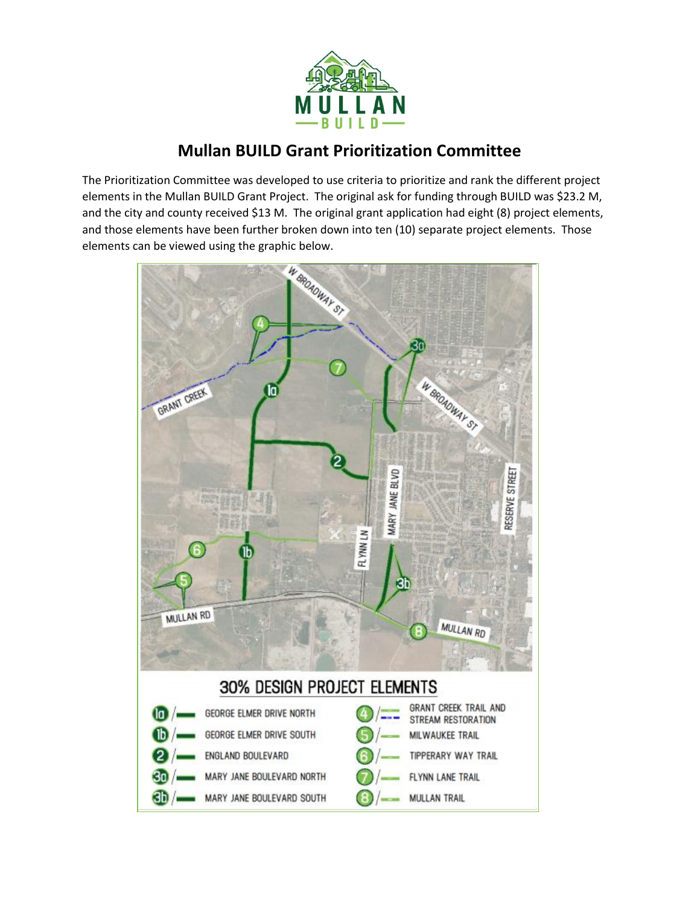# Mullan BUILD Grant Prioritization Committee

The Prioritization Committee was developed to use criteria to prioritize and rank the different project elements in the Mullan BUILD Grant Project. The original ask for funding through BUILD was $23.2 M, and the city and county received $13 M. The original grant application had eight (8) project elements, and those elements have been further broken down into ten (10) separate project elements. Those elements can be viewed using the graphic below.

## 30% DESIGN PROJECT ELEMENTS

| | |
|---|---|
| 1a — GEORGE ELMER DRIVE NORTH | 4 — GRANT CREEK TRAIL AND STREAM RESTORATION |
| 1b — GEORGE ELMER DRIVE SOUTH | 5 — MILWAUKEE TRAIL |
| 2 — ENGLAND BOULEVARD | 6 — TIPPERARY WAY TRAIL |
| 3a — MARY JANE BOULEVARD NORTH | 7 — FLYNN LANE TRAIL |
| 3b — MARY JANE BOULEVARD SOUTH | 8 — MULLAN TRAIL |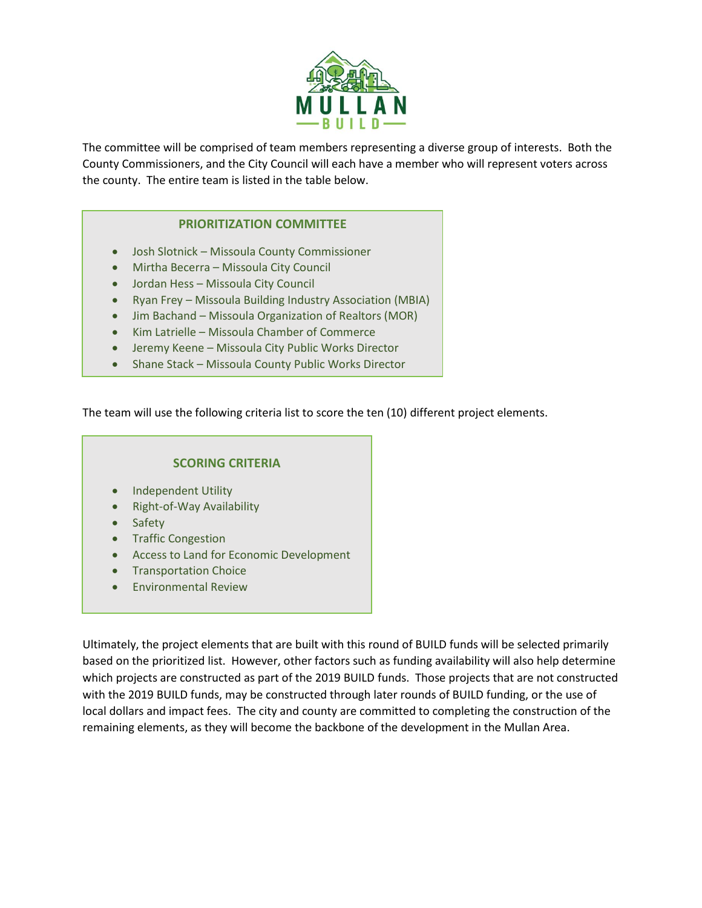The committee will be comprised of team members representing a diverse group of interests. Both the County Commissioners, and the City Council will each have a member who will represent voters across the county. The entire team is listed in the table below.

**PRIORITIZATION COMMITTEE**

- Josh Slotnick – Missoula County Commissioner
- Mirtha Becerra – Missoula City Council
- Jordan Hess – Missoula City Council
- Ryan Frey – Missoula Building Industry Association (MBIA)
- Jim Bachand – Missoula Organization of Realtors (MOR)
- Kim Latrielle – Missoula Chamber of Commerce
- Jeremy Keene – Missoula City Public Works Director
- Shane Stack – Missoula County Public Works Director

The team will use the following criteria list to score the ten (10) different project elements.

**SCORING CRITERIA**

- Independent Utility
- Right-of-Way Availability
- Safety
- Traffic Congestion
- Access to Land for Economic Development
- Transportation Choice
- Environmental Review

Ultimately, the project elements that are built with this round of BUILD funds will be selected primarily based on the prioritized list. However, other factors such as funding availability will also help determine which projects are constructed as part of the 2019 BUILD funds. Those projects that are not constructed with the 2019 BUILD funds, may be constructed through later rounds of BUILD funding, or the use of local dollars and impact fees. The city and county are committed to completing the construction of the remaining elements, as they will become the backbone of the development in the Mullan Area.